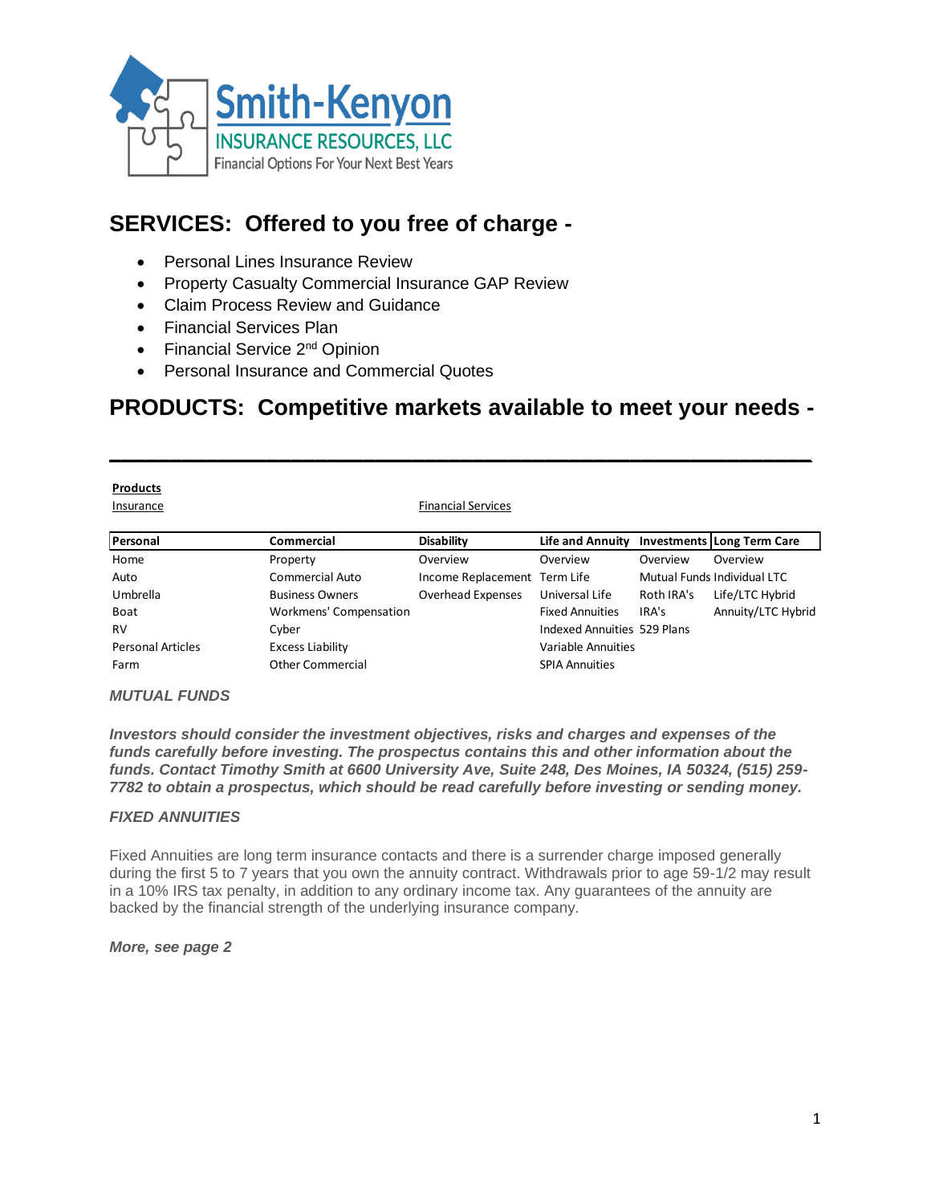Smith-Kenyon
INSURANCE RESOURCES, LLC
Financial Options For Your Next Best Years

## SERVICES: Offered to you free of charge -

- Personal Lines Insurance Review
- Property Casualty Commercial Insurance GAP Review
- Claim Process Review and Guidance
- Financial Services Plan
- Financial Service 2nd Opinion
- Personal Insurance and Commercial Quotes

## PRODUCTS: Competitive markets available to meet your needs -

---

**Products**

Insurance | Financial Services

| Personal | Commercial | Disability | Life and Annuity | Investments | Long Term Care |
|---|---|---|---|---|---|
| Home | Property | Overview | Overview | Overview | Overview |
| Auto | Commercial Auto | Income Replacement | Term Life | Mutual Funds | Individual LTC |
| Umbrella | Business Owners | Overhead Expenses | Universal Life | Roth IRA's | Life/LTC Hybrid |
| Boat | Workmens' Compensation | | Fixed Annuities | IRA's | Annuity/LTC Hybrid |
| RV | Cyber | | Indexed Annuities | 529 Plans | |
| Personal Articles | Excess Liability | | Variable Annuities | | |
| Farm | Other Commercial | | SPIA Annuities | | |

***MUTUAL FUNDS***

***Investors should consider the investment objectives, risks and charges and expenses of the funds carefully before investing. The prospectus contains this and other information about the funds. Contact Timothy Smith at 6600 University Ave, Suite 248, Des Moines, IA 50324, (515) 259-7782 to obtain a prospectus, which should be read carefully before investing or sending money.***

***FIXED ANNUITIES***

Fixed Annuities are long term insurance contacts and there is a surrender charge imposed generally during the first 5 to 7 years that you own the annuity contract. Withdrawals prior to age 59-1/2 may result in a 10% IRS tax penalty, in addition to any ordinary income tax. Any guarantees of the annuity are backed by the financial strength of the underlying insurance company.

***More, see page 2***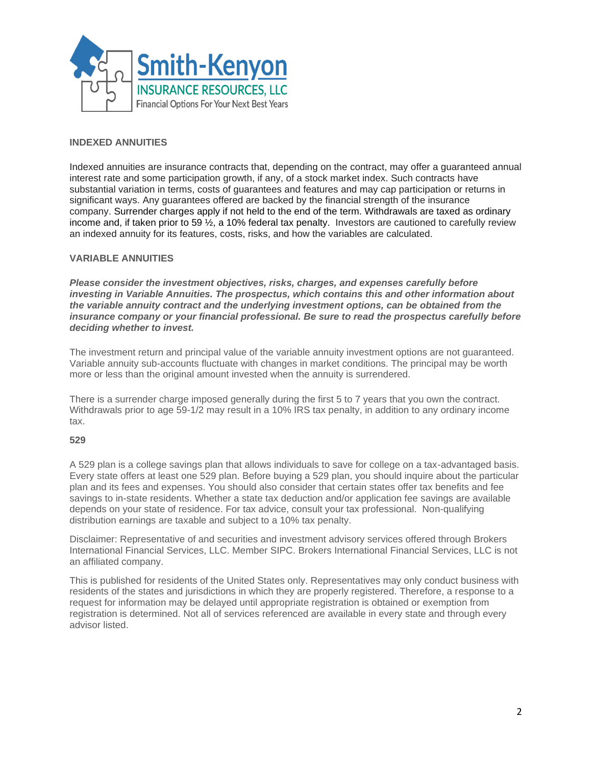## INDEXED ANNUITIES

Indexed annuities are insurance contracts that, depending on the contract, may offer a guaranteed annual interest rate and some participation growth, if any, of a stock market index. Such contracts have substantial variation in terms, costs of guarantees and features and may cap participation or returns in significant ways. Any guarantees offered are backed by the financial strength of the insurance company. Surrender charges apply if not held to the end of the term. Withdrawals are taxed as ordinary income and, if taken prior to 59 ½, a 10% federal tax penalty. Investors are cautioned to carefully review an indexed annuity for its features, costs, risks, and how the variables are calculated.

## VARIABLE ANNUITIES

***Please consider the investment objectives, risks, charges, and expenses carefully before investing in Variable Annuities. The prospectus, which contains this and other information about the variable annuity contract and the underlying investment options, can be obtained from the insurance company or your financial professional. Be sure to read the prospectus carefully before deciding whether to invest.***

The investment return and principal value of the variable annuity investment options are not guaranteed. Variable annuity sub-accounts fluctuate with changes in market conditions. The principal may be worth more or less than the original amount invested when the annuity is surrendered.

There is a surrender charge imposed generally during the first 5 to 7 years that you own the contract. Withdrawals prior to age 59-1/2 may result in a 10% IRS tax penalty, in addition to any ordinary income tax.

## 529

A 529 plan is a college savings plan that allows individuals to save for college on a tax-advantaged basis. Every state offers at least one 529 plan. Before buying a 529 plan, you should inquire about the particular plan and its fees and expenses. You should also consider that certain states offer tax benefits and fee savings to in-state residents. Whether a state tax deduction and/or application fee savings are available depends on your state of residence. For tax advice, consult your tax professional. Non-qualifying distribution earnings are taxable and subject to a 10% tax penalty.

Disclaimer: Representative of and securities and investment advisory services offered through Brokers International Financial Services, LLC. Member SIPC. Brokers International Financial Services, LLC is not an affiliated company.

This is published for residents of the United States only. Representatives may only conduct business with residents of the states and jurisdictions in which they are properly registered. Therefore, a response to a request for information may be delayed until appropriate registration is obtained or exemption from registration is determined. Not all of services referenced are available in every state and through every advisor listed.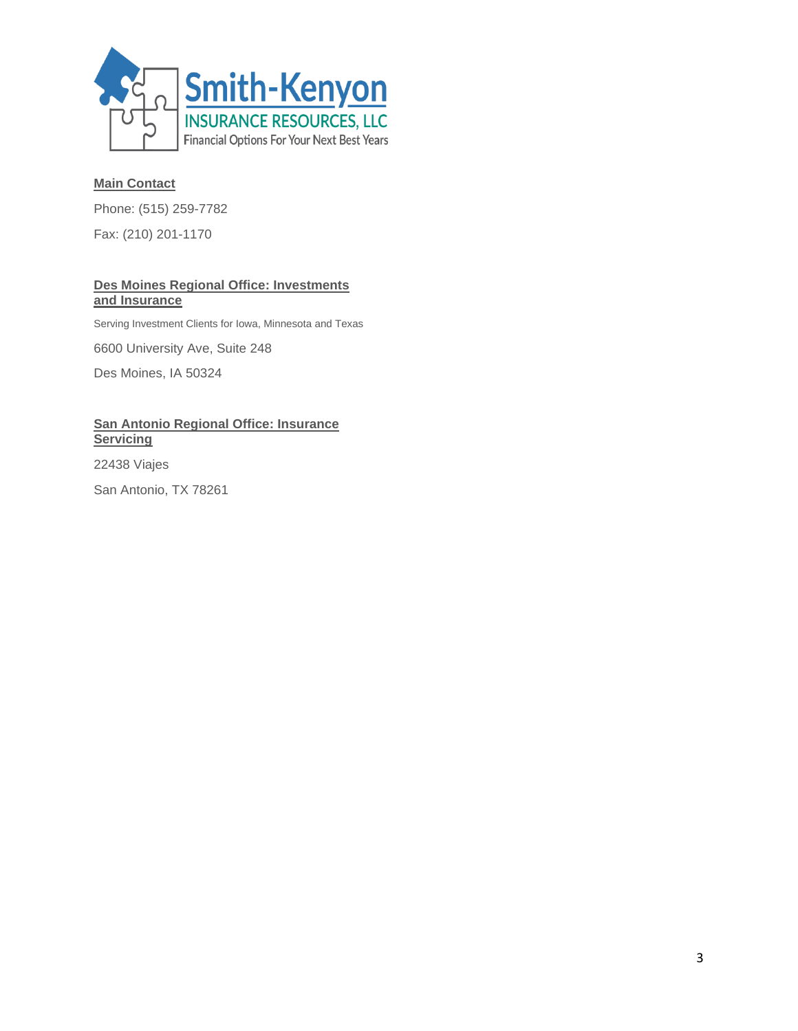Smith-Kenyon

INSURANCE RESOURCES, LLC

Financial Options For Your Next Best Years

**Main Contact**

Phone: (515) 259-7782

Fax: (210) 201-1170

**Des Moines Regional Office: Investments and Insurance**

Serving Investment Clients for Iowa, Minnesota and Texas

6600 University Ave, Suite 248

Des Moines, IA 50324

**San Antonio Regional Office: Insurance Servicing**

22438 Viajes

San Antonio, TX 78261